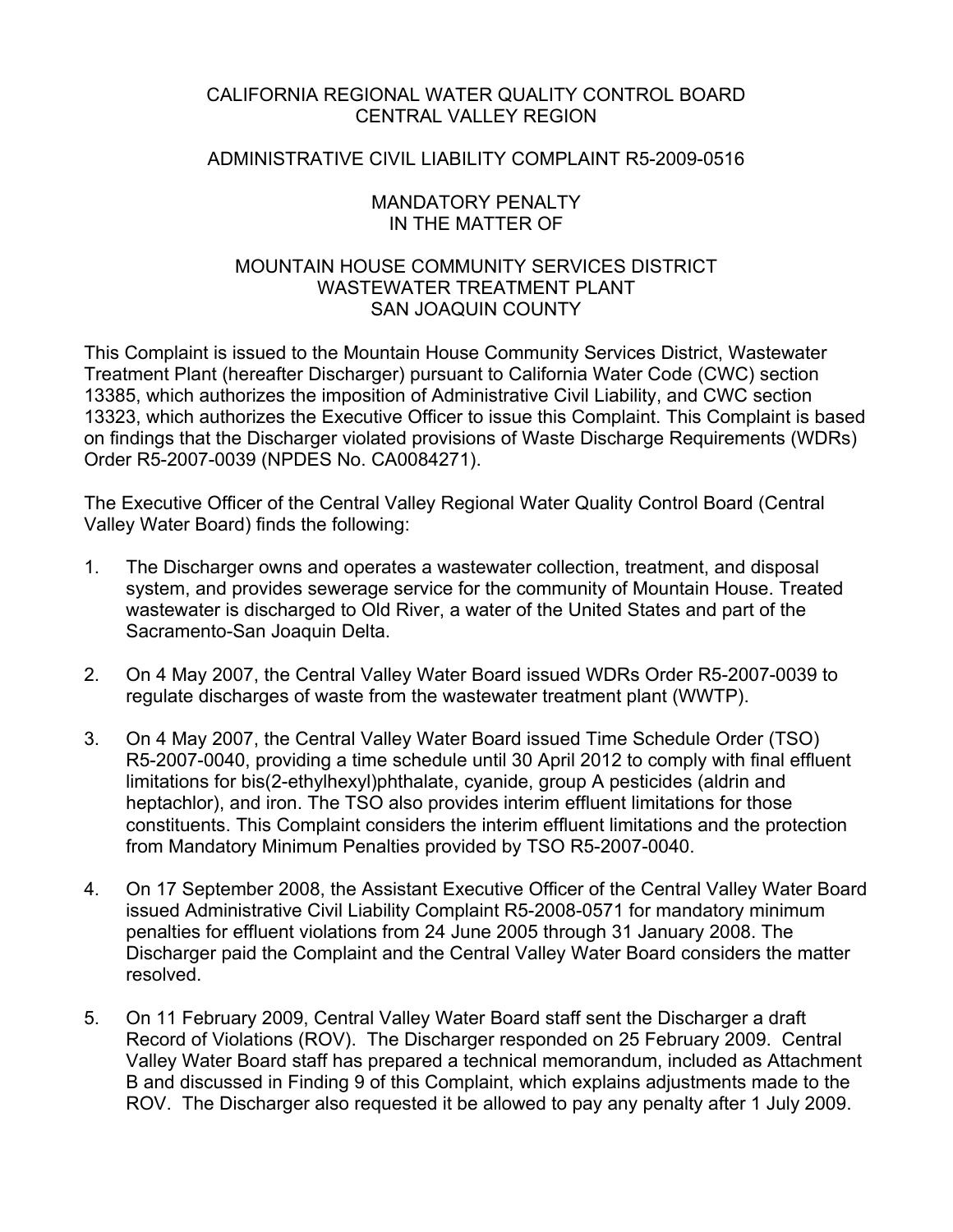# CALIFORNIA REGIONAL WATER QUALITY CONTROL BOARD
# CENTRAL VALLEY REGION

## ADMINISTRATIVE CIVIL LIABILITY COMPLAINT R5-2009-0516

## MANDATORY PENALTY
## IN THE MATTER OF

## MOUNTAIN HOUSE COMMUNITY SERVICES DISTRICT
## WASTEWATER TREATMENT PLANT
## SAN JOAQUIN COUNTY

This Complaint is issued to the Mountain House Community Services District, Wastewater Treatment Plant (hereafter Discharger) pursuant to California Water Code (CWC) section 13385, which authorizes the imposition of Administrative Civil Liability, and CWC section 13323, which authorizes the Executive Officer to issue this Complaint. This Complaint is based on findings that the Discharger violated provisions of Waste Discharge Requirements (WDRs) Order R5-2007-0039 (NPDES No. CA0084271).

The Executive Officer of the Central Valley Regional Water Quality Control Board (Central Valley Water Board) finds the following:

1. The Discharger owns and operates a wastewater collection, treatment, and disposal system, and provides sewerage service for the community of Mountain House. Treated wastewater is discharged to Old River, a water of the United States and part of the Sacramento-San Joaquin Delta.

2. On 4 May 2007, the Central Valley Water Board issued WDRs Order R5-2007-0039 to regulate discharges of waste from the wastewater treatment plant (WWTP).

3. On 4 May 2007, the Central Valley Water Board issued Time Schedule Order (TSO) R5-2007-0040, providing a time schedule until 30 April 2012 to comply with final effluent limitations for bis(2-ethylhexyl)phthalate, cyanide, group A pesticides (aldrin and heptachlor), and iron. The TSO also provides interim effluent limitations for those constituents. This Complaint considers the interim effluent limitations and the protection from Mandatory Minimum Penalties provided by TSO R5-2007-0040.

4. On 17 September 2008, the Assistant Executive Officer of the Central Valley Water Board issued Administrative Civil Liability Complaint R5-2008-0571 for mandatory minimum penalties for effluent violations from 24 June 2005 through 31 January 2008. The Discharger paid the Complaint and the Central Valley Water Board considers the matter resolved.

5. On 11 February 2009, Central Valley Water Board staff sent the Discharger a draft Record of Violations (ROV). The Discharger responded on 25 February 2009. Central Valley Water Board staff has prepared a technical memorandum, included as Attachment B and discussed in Finding 9 of this Complaint, which explains adjustments made to the ROV. The Discharger also requested it be allowed to pay any penalty after 1 July 2009.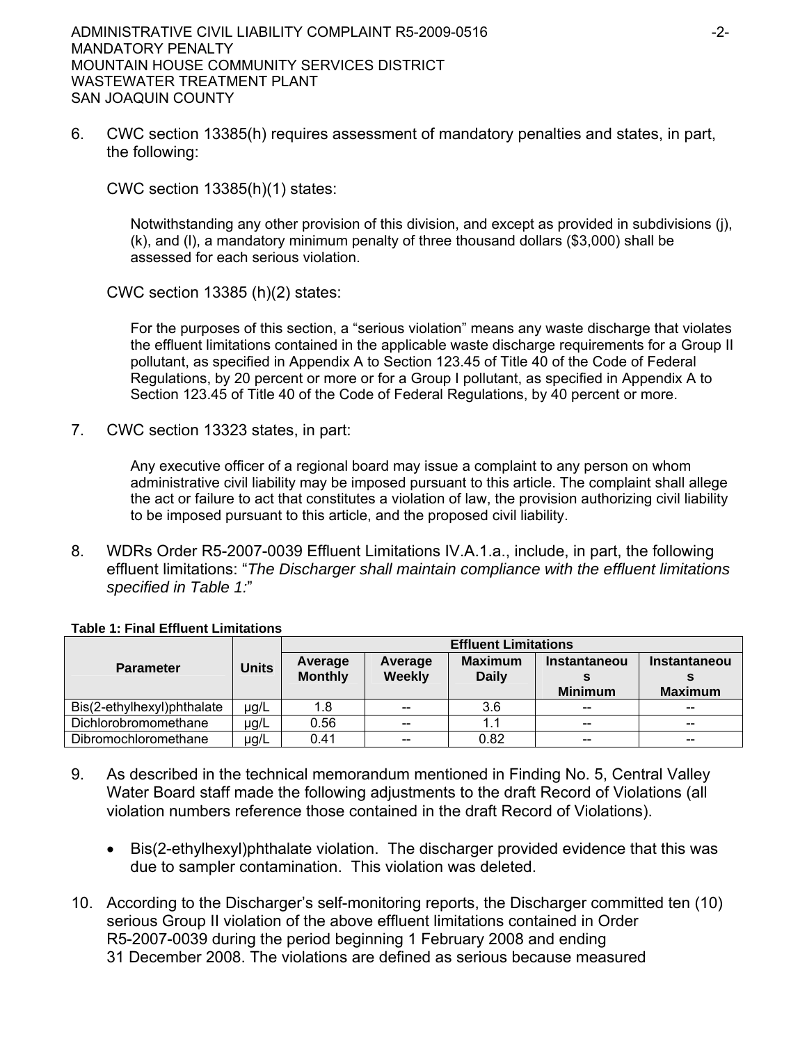6. CWC section 13385(h) requires assessment of mandatory penalties and states, in part, the following:

   CWC section 13385(h)(1) states:

   > Notwithstanding any other provision of this division, and except as provided in subdivisions (j), (k), and (l), a mandatory minimum penalty of three thousand dollars ($3,000) shall be assessed for each serious violation.

   CWC section 13385 (h)(2) states:

   > For the purposes of this section, a "serious violation" means any waste discharge that violates the effluent limitations contained in the applicable waste discharge requirements for a Group II pollutant, as specified in Appendix A to Section 123.45 of Title 40 of the Code of Federal Regulations, by 20 percent or more or for a Group I pollutant, as specified in Appendix A to Section 123.45 of Title 40 of the Code of Federal Regulations, by 40 percent or more.

7. CWC section 13323 states, in part:

   > Any executive officer of a regional board may issue a complaint to any person on whom administrative civil liability may be imposed pursuant to this article. The complaint shall allege the act or failure to act that constitutes a violation of law, the provision authorizing civil liability to be imposed pursuant to this article, and the proposed civil liability.

8. WDRs Order R5-2007-0039 Effluent Limitations IV.A.1.a., include, in part, the following effluent limitations: "*The Discharger shall maintain compliance with the effluent limitations specified in Table 1:*"

**Table 1: Final Effluent Limitations**

| Parameter | Units | Effluent Limitations | | | | |
|---|---|---|---|---|---|---|
| | | Average Monthly | Average Weekly | Maximum Daily | Instantaneous Minimum | Instantaneous Maximum |
| Bis(2-ethylhexyl)phthalate | µg/L | 1.8 | -- | 3.6 | -- | -- |
| Dichlorobromomethane | µg/L | 0.56 | -- | 1.1 | -- | -- |
| Dibromochloromethane | µg/L | 0.41 | -- | 0.82 | -- | -- |

9. As described in the technical memorandum mentioned in Finding No. 5, Central Valley Water Board staff made the following adjustments to the draft Record of Violations (all violation numbers reference those contained in the draft Record of Violations).

   - Bis(2-ethylhexyl)phthalate violation. The discharger provided evidence that this was due to sampler contamination. This violation was deleted.

10. According to the Discharger's self-monitoring reports, the Discharger committed ten (10) serious Group II violation of the above effluent limitations contained in Order R5-2007-0039 during the period beginning 1 February 2008 and ending 31 December 2008. The violations are defined as serious because measured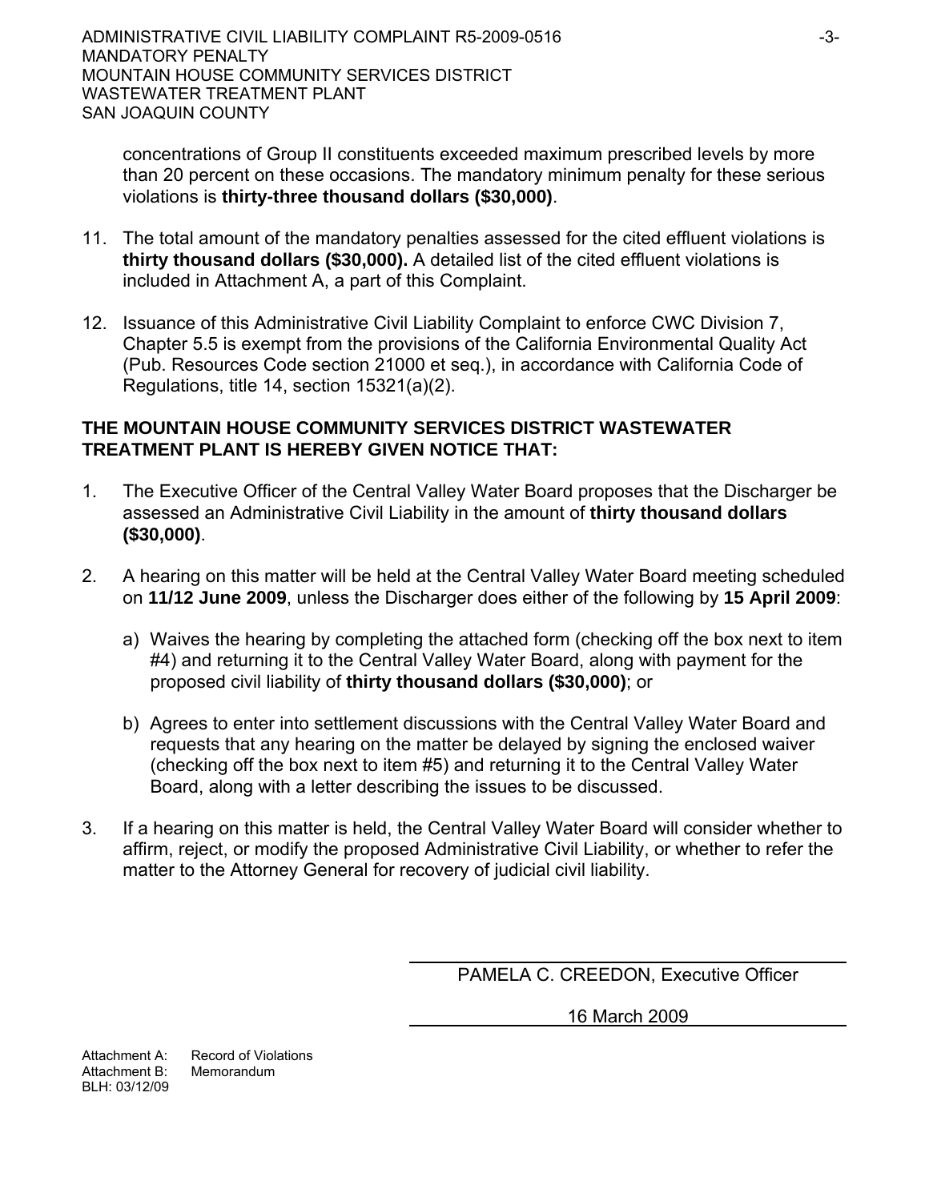concentrations of Group II constituents exceeded maximum prescribed levels by more than 20 percent on these occasions. The mandatory minimum penalty for these serious violations is **thirty-three thousand dollars ($30,000)**.

11. The total amount of the mandatory penalties assessed for the cited effluent violations is **thirty thousand dollars ($30,000).** A detailed list of the cited effluent violations is included in Attachment A, a part of this Complaint.

12. Issuance of this Administrative Civil Liability Complaint to enforce CWC Division 7, Chapter 5.5 is exempt from the provisions of the California Environmental Quality Act (Pub. Resources Code section 21000 et seq.), in accordance with California Code of Regulations, title 14, section 15321(a)(2).

**THE MOUNTAIN HOUSE COMMUNITY SERVICES DISTRICT WASTEWATER TREATMENT PLANT IS HEREBY GIVEN NOTICE THAT:**

1. The Executive Officer of the Central Valley Water Board proposes that the Discharger be assessed an Administrative Civil Liability in the amount of **thirty thousand dollars ($30,000)**.

2. A hearing on this matter will be held at the Central Valley Water Board meeting scheduled on **11/12 June 2009**, unless the Discharger does either of the following by **15 April 2009**:

   a) Waives the hearing by completing the attached form (checking off the box next to item #4) and returning it to the Central Valley Water Board, along with payment for the proposed civil liability of **thirty thousand dollars ($30,000)**; or

   b) Agrees to enter into settlement discussions with the Central Valley Water Board and requests that any hearing on the matter be delayed by signing the enclosed waiver (checking off the box next to item #5) and returning it to the Central Valley Water Board, along with a letter describing the issues to be discussed.

3. If a hearing on this matter is held, the Central Valley Water Board will consider whether to affirm, reject, or modify the proposed Administrative Civil Liability, or whether to refer the matter to the Attorney General for recovery of judicial civil liability.

PAMELA C. CREEDON, Executive Officer

16 March 2009

Attachment A: Record of Violations
Attachment B: Memorandum
BLH: 03/12/09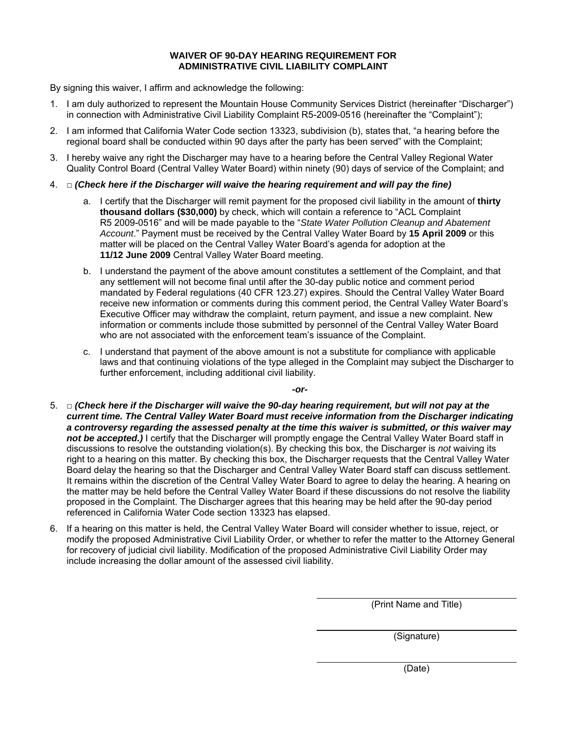**WAIVER OF 90-DAY HEARING REQUIREMENT FOR ADMINISTRATIVE CIVIL LIABILITY COMPLAINT**

By signing this waiver, I affirm and acknowledge the following:

1. I am duly authorized to represent the Mountain House Community Services District (hereinafter "Discharger") in connection with Administrative Civil Liability Complaint R5-2009-0516 (hereinafter the "Complaint");

2. I am informed that California Water Code section 13323, subdivision (b), states that, "a hearing before the regional board shall be conducted within 90 days after the party has been served" with the Complaint;

3. I hereby waive any right the Discharger may have to a hearing before the Central Valley Regional Water Quality Control Board (Central Valley Water Board) within ninety (90) days of service of the Complaint; and

4. □ ***(Check here if the Discharger will waive the hearing requirement and will pay the fine)***

   a. I certify that the Discharger will remit payment for the proposed civil liability in the amount of **thirty thousand dollars ($30,000)** by check, which will contain a reference to "ACL Complaint R5 2009-0516" and will be made payable to the "*State Water Pollution Cleanup and Abatement Account*." Payment must be received by the Central Valley Water Board by **15 April 2009** or this matter will be placed on the Central Valley Water Board's agenda for adoption at the **11/12 June 2009** Central Valley Water Board meeting.

   b. I understand the payment of the above amount constitutes a settlement of the Complaint, and that any settlement will not become final until after the 30-day public notice and comment period mandated by Federal regulations (40 CFR 123.27) expires. Should the Central Valley Water Board receive new information or comments during this comment period, the Central Valley Water Board's Executive Officer may withdraw the complaint, return payment, and issue a new complaint. New information or comments include those submitted by personnel of the Central Valley Water Board who are not associated with the enforcement team's issuance of the Complaint.

   c. I understand that payment of the above amount is not a substitute for compliance with applicable laws and that continuing violations of the type alleged in the Complaint may subject the Discharger to further enforcement, including additional civil liability.

***-or-***

5. □ ***(Check here if the Discharger will waive the 90-day hearing requirement, but will not pay at the current time. The Central Valley Water Board must receive information from the Discharger indicating a controversy regarding the assessed penalty at the time this waiver is submitted, or this waiver may not be accepted.)*** I certify that the Discharger will promptly engage the Central Valley Water Board staff in discussions to resolve the outstanding violation(s). By checking this box, the Discharger is *not* waiving its right to a hearing on this matter. By checking this box, the Discharger requests that the Central Valley Water Board delay the hearing so that the Discharger and Central Valley Water Board staff can discuss settlement. It remains within the discretion of the Central Valley Water Board to agree to delay the hearing. A hearing on the matter may be held before the Central Valley Water Board if these discussions do not resolve the liability proposed in the Complaint. The Discharger agrees that this hearing may be held after the 90-day period referenced in California Water Code section 13323 has elapsed.

6. If a hearing on this matter is held, the Central Valley Water Board will consider whether to issue, reject, or modify the proposed Administrative Civil Liability Order, or whether to refer the matter to the Attorney General for recovery of judicial civil liability. Modification of the proposed Administrative Civil Liability Order may include increasing the dollar amount of the assessed civil liability.

\_\_\_\_\_\_\_\_\_\_\_\_\_\_\_\_\_\_\_\_\_\_\_\_\_\_\_\_\_\_\_\_
(Print Name and Title)

\_\_\_\_\_\_\_\_\_\_\_\_\_\_\_\_\_\_\_\_\_\_\_\_\_\_\_\_\_\_\_\_
(Signature)

\_\_\_\_\_\_\_\_\_\_\_\_\_\_\_\_\_\_\_\_\_\_\_\_\_\_\_\_\_\_\_\_
(Date)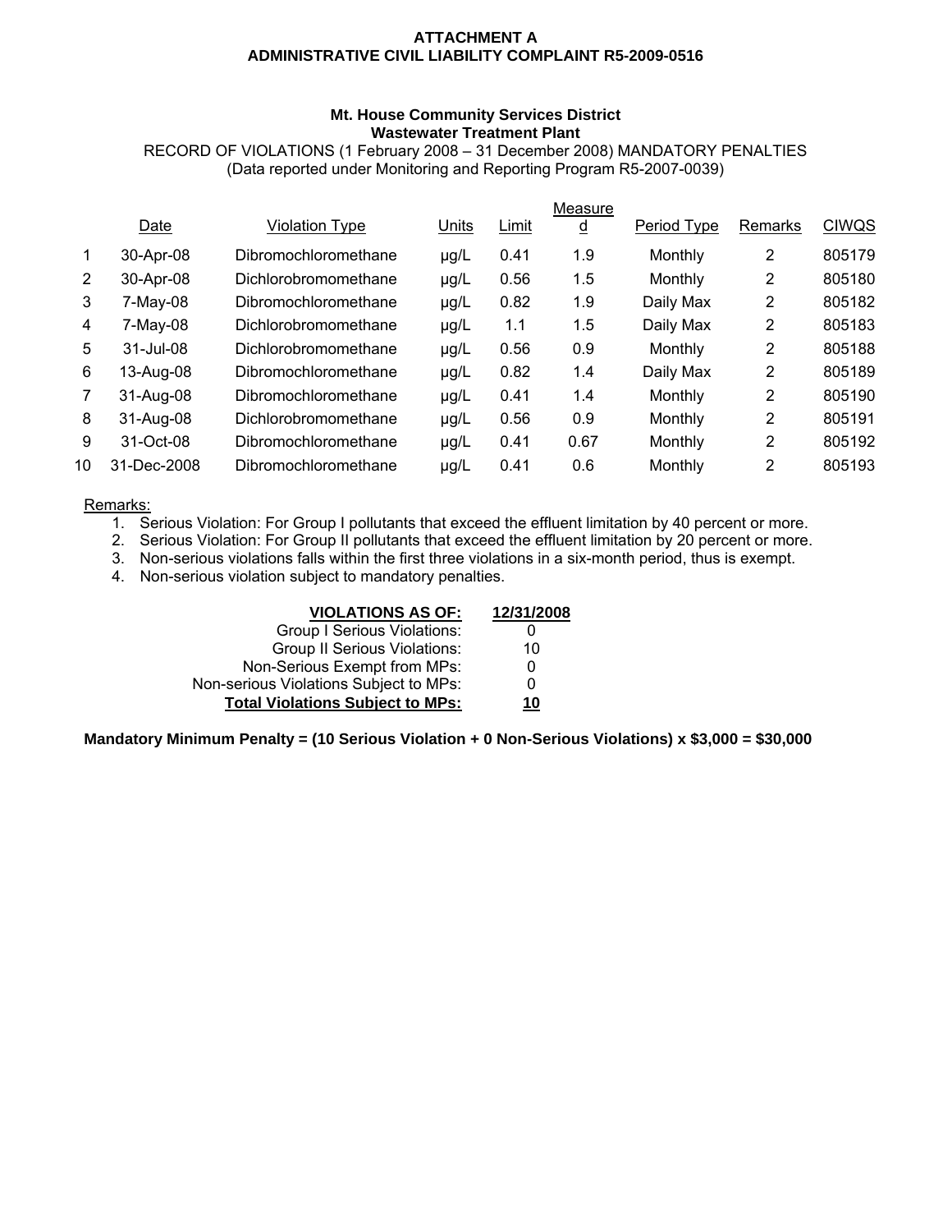**ATTACHMENT A**
**ADMINISTRATIVE CIVIL LIABILITY COMPLAINT R5-2009-0516**

**Mt. House Community Services District**
**Wastewater Treatment Plant**
RECORD OF VIOLATIONS (1 February 2008 – 31 December 2008) MANDATORY PENALTIES
(Data reported under Monitoring and Reporting Program R5-2007-0039)

| | Date | Violation Type | Units | Limit | Measured | Period Type | Remarks | CIWQS |
|---|---|---|---|---|---|---|---|---|
| 1 | 30-Apr-08 | Dibromochloromethane | μg/L | 0.41 | 1.9 | Monthly | 2 | 805179 |
| 2 | 30-Apr-08 | Dichlorobromomethane | μg/L | 0.56 | 1.5 | Monthly | 2 | 805180 |
| 3 | 7-May-08 | Dibromochloromethane | μg/L | 0.82 | 1.9 | Daily Max | 2 | 805182 |
| 4 | 7-May-08 | Dichlorobromomethane | μg/L | 1.1 | 1.5 | Daily Max | 2 | 805183 |
| 5 | 31-Jul-08 | Dichlorobromomethane | μg/L | 0.56 | 0.9 | Monthly | 2 | 805188 |
| 6 | 13-Aug-08 | Dibromochloromethane | μg/L | 0.82 | 1.4 | Daily Max | 2 | 805189 |
| 7 | 31-Aug-08 | Dibromochloromethane | μg/L | 0.41 | 1.4 | Monthly | 2 | 805190 |
| 8 | 31-Aug-08 | Dichlorobromomethane | μg/L | 0.56 | 0.9 | Monthly | 2 | 805191 |
| 9 | 31-Oct-08 | Dibromochloromethane | μg/L | 0.41 | 0.67 | Monthly | 2 | 805192 |
| 10 | 31-Dec-2008 | Dibromochloromethane | μg/L | 0.41 | 0.6 | Monthly | 2 | 805193 |

Remarks:

1. Serious Violation: For Group I pollutants that exceed the effluent limitation by 40 percent or more.
2. Serious Violation: For Group II pollutants that exceed the effluent limitation by 20 percent or more.
3. Non-serious violations falls within the first three violations in a six-month period, thus is exempt.
4. Non-serious violation subject to mandatory penalties.

| **VIOLATIONS AS OF:** | **12/31/2008** |
|---|---|
| Group I Serious Violations: | 0 |
| Group II Serious Violations: | 10 |
| Non-Serious Exempt from MPs: | 0 |
| Non-serious Violations Subject to MPs: | 0 |
| **Total Violations Subject to MPs:** | **10** |

**Mandatory Minimum Penalty = (10 Serious Violation + 0 Non-Serious Violations) x $3,000 = $30,000**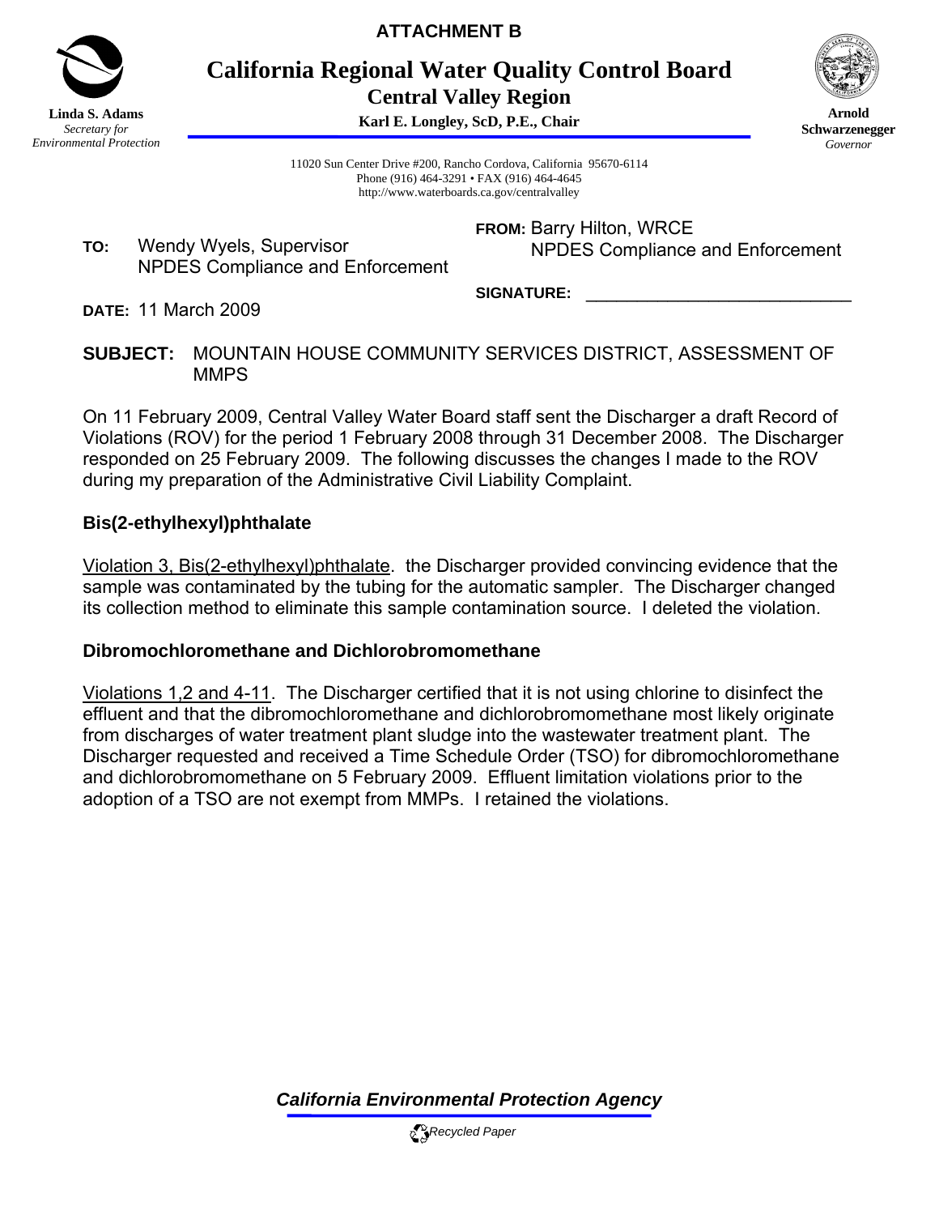**ATTACHMENT B**

# California Regional Water Quality Control Board
## Central Valley Region

**Karl E. Longley, ScD, P.E., Chair**

**Linda S. Adams**
*Secretary for Environmental Protection*

**Arnold Schwarzenegger**
*Governor*

11020 Sun Center Drive #200, Rancho Cordova, California 95670-6114
Phone (916) 464-3291 • FAX (916) 464-4645
http://www.waterboards.ca.gov/centralvalley

**TO:** Wendy Wyels, Supervisor
NPDES Compliance and Enforcement

**FROM:** Barry Hilton, WRCE
NPDES Compliance and Enforcement

**SIGNATURE:** ______________________________

**DATE:** 11 March 2009

**SUBJECT:** MOUNTAIN HOUSE COMMUNITY SERVICES DISTRICT, ASSESSMENT OF MMPS

On 11 February 2009, Central Valley Water Board staff sent the Discharger a draft Record of Violations (ROV) for the period 1 February 2008 through 31 December 2008. The Discharger responded on 25 February 2009. The following discusses the changes I made to the ROV during my preparation of the Administrative Civil Liability Complaint.

### Bis(2-ethylhexyl)phthalate

Violation 3, Bis(2-ethylhexyl)phthalate. the Discharger provided convincing evidence that the sample was contaminated by the tubing for the automatic sampler. The Discharger changed its collection method to eliminate this sample contamination source. I deleted the violation.

### Dibromochloromethane and Dichlorobromomethane

Violations 1,2 and 4-11. The Discharger certified that it is not using chlorine to disinfect the effluent and that the dibromochloromethane and dichlorobromomethane most likely originate from discharges of water treatment plant sludge into the wastewater treatment plant. The Discharger requested and received a Time Schedule Order (TSO) for dibromochloromethane and dichlorobromomethane on 5 February 2009. Effluent limitation violations prior to the adoption of a TSO are not exempt from MMPs. I retained the violations.

***California Environmental Protection Agency***

*Recycled Paper*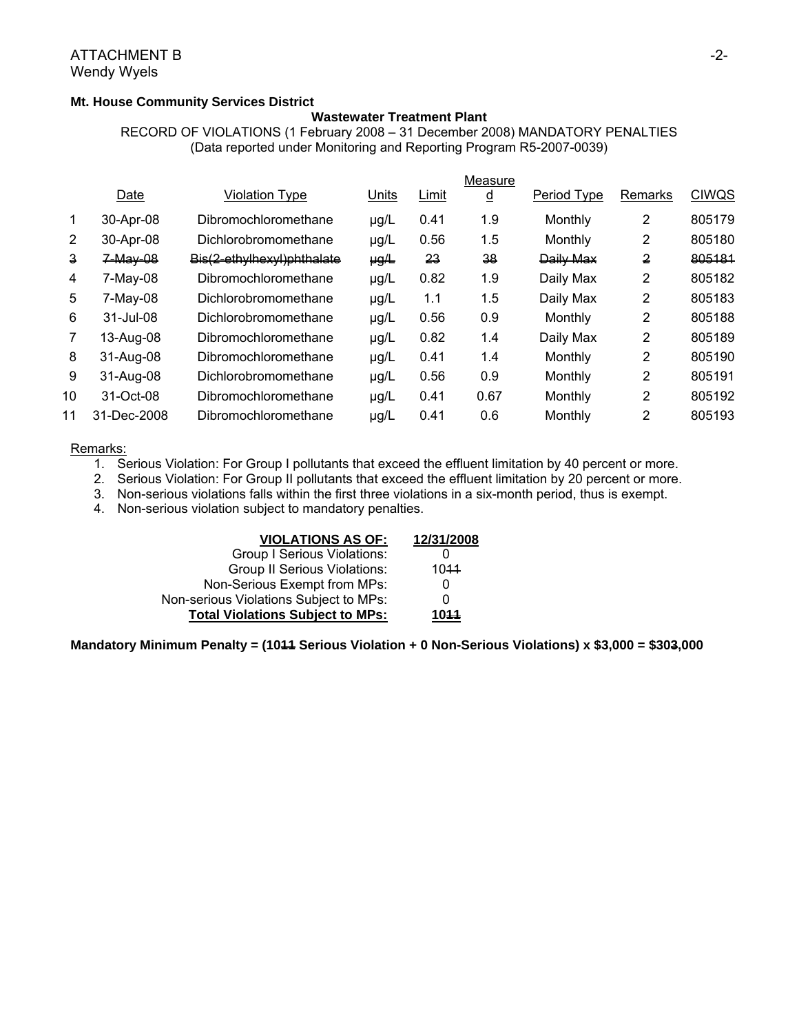ATTACHMENT B
Wendy Wyels

**Mt. House Community Services District**

**Wastewater Treatment Plant**

RECORD OF VIOLATIONS (1 February 2008 – 31 December 2008) MANDATORY PENALTIES
(Data reported under Monitoring and Reporting Program R5-2007-0039)

| | Date | Violation Type | Units | Limit | Measured | Period Type | Remarks | CIWQS |
|---|---|---|---|---|---|---|---|---|
| 1 | 30-Apr-08 | Dibromochloromethane | µg/L | 0.41 | 1.9 | Monthly | 2 | 805179 |
| 2 | 30-Apr-08 | Dichlorobromomethane | µg/L | 0.56 | 1.5 | Monthly | 2 | 805180 |
| ~~3~~ | ~~7-May-08~~ | ~~Bis(2-ethylhexyl)phthalate~~ | ~~µg/L~~ | ~~23~~ | ~~38~~ | ~~Daily Max~~ | ~~2~~ | ~~805181~~ |
| 4 | 7-May-08 | Dibromochloromethane | µg/L | 0.82 | 1.9 | Daily Max | 2 | 805182 |
| 5 | 7-May-08 | Dichlorobromomethane | µg/L | 1.1 | 1.5 | Daily Max | 2 | 805183 |
| 6 | 31-Jul-08 | Dichlorobromomethane | µg/L | 0.56 | 0.9 | Monthly | 2 | 805188 |
| 7 | 13-Aug-08 | Dibromochloromethane | µg/L | 0.82 | 1.4 | Daily Max | 2 | 805189 |
| 8 | 31-Aug-08 | Dibromochloromethane | µg/L | 0.41 | 1.4 | Monthly | 2 | 805190 |
| 9 | 31-Aug-08 | Dichlorobromomethane | µg/L | 0.56 | 0.9 | Monthly | 2 | 805191 |
| 10 | 31-Oct-08 | Dibromochloromethane | µg/L | 0.41 | 0.67 | Monthly | 2 | 805192 |
| 11 | 31-Dec-2008 | Dibromochloromethane | µg/L | 0.41 | 0.6 | Monthly | 2 | 805193 |

Remarks:

1. Serious Violation: For Group I pollutants that exceed the effluent limitation by 40 percent or more.
2. Serious Violation: For Group II pollutants that exceed the effluent limitation by 20 percent or more.
3. Non-serious violations falls within the first three violations in a six-month period, thus is exempt.
4. Non-serious violation subject to mandatory penalties.

| **VIOLATIONS AS OF:** | **12/31/2008** |
|---|---|
| Group I Serious Violations: | 0 |
| Group II Serious Violations: | 10~~11~~ |
| Non-Serious Exempt from MPs: | 0 |
| Non-serious Violations Subject to MPs: | 0 |
| **Total Violations Subject to MPs:** | **10~~11~~** |

**Mandatory Minimum Penalty = (10~~11~~ Serious Violation + 0 Non-Serious Violations) x $3,000 = $30~~3~~,000**